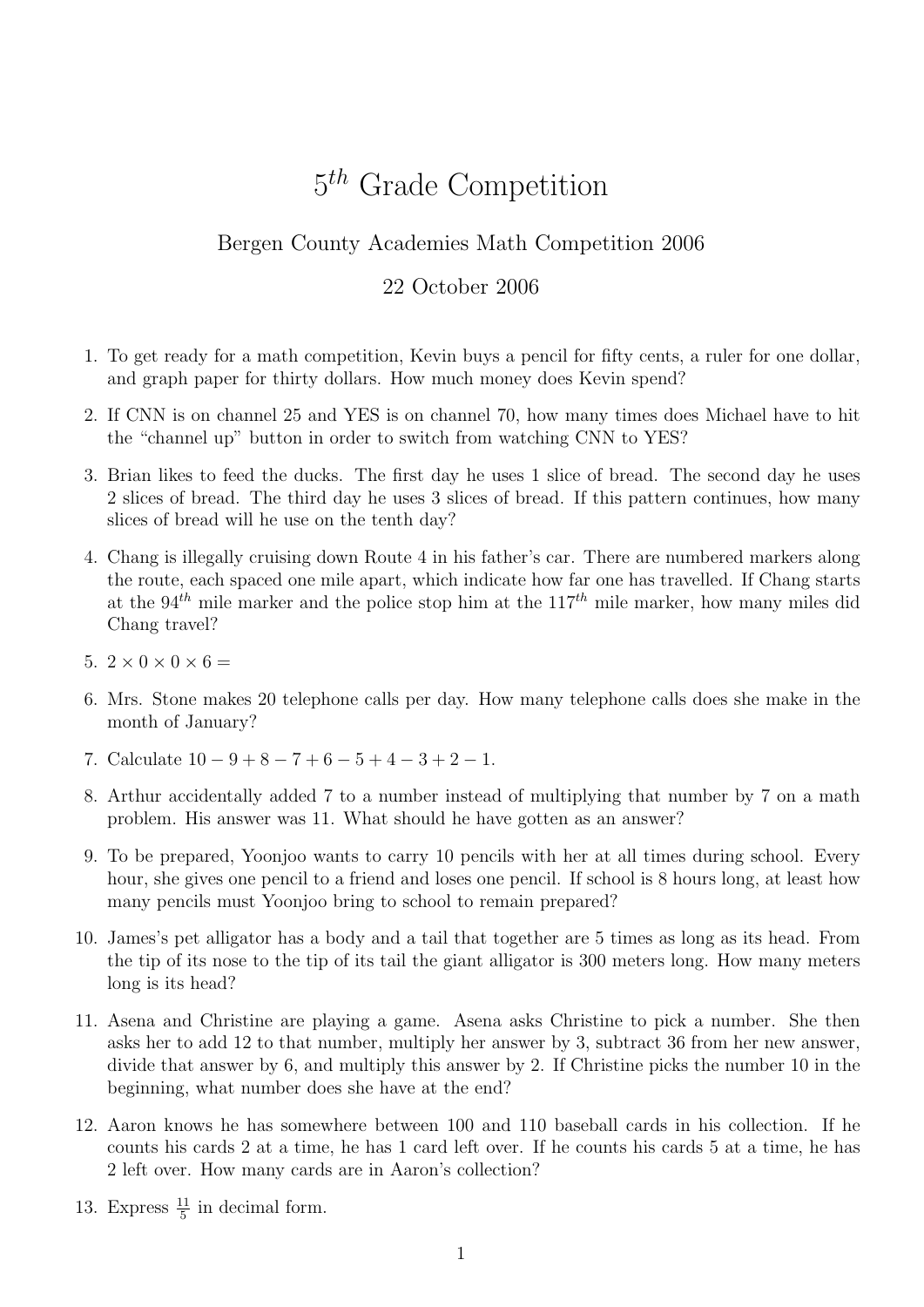# $5^{th}$ Grade Competition

Bergen County Academies Math Competition 2006

22 October 2006

1. To get ready for a math competition, Kevin buys a pencil for fifty cents, a ruler for one dollar, and graph paper for thirty dollars. How much money does Kevin spend?

2. If CNN is on channel 25 and YES is on channel 70, how many times does Michael have to hit the "channel up" button in order to switch from watching CNN to YES?

3. Brian likes to feed the ducks. The first day he uses 1 slice of bread. The second day he uses 2 slices of bread. The third day he uses 3 slices of bread. If this pattern continues, how many slices of bread will he use on the tenth day?

4. Chang is illegally cruising down Route 4 in his father's car. There are numbered markers along the route, each spaced one mile apart, which indicate how far one has travelled. If Chang starts at the $94^{th}$ mile marker and the police stop him at the $117^{th}$ mile marker, how many miles did Chang travel?

5. $2 \times 0 \times 0 \times 6 =$

6. Mrs. Stone makes 20 telephone calls per day. How many telephone calls does she make in the month of January?

7. Calculate $10 - 9 + 8 - 7 + 6 - 5 + 4 - 3 + 2 - 1$.

8. Arthur accidentally added 7 to a number instead of multiplying that number by 7 on a math problem. His answer was 11. What should he have gotten as an answer?

9. To be prepared, Yoonjoo wants to carry 10 pencils with her at all times during school. Every hour, she gives one pencil to a friend and loses one pencil. If school is 8 hours long, at least how many pencils must Yoonjoo bring to school to remain prepared?

10. James's pet alligator has a body and a tail that together are 5 times as long as its head. From the tip of its nose to the tip of its tail the giant alligator is 300 meters long. How many meters long is its head?

11. Asena and Christine are playing a game. Asena asks Christine to pick a number. She then asks her to add 12 to that number, multiply her answer by 3, subtract 36 from her new answer, divide that answer by 6, and multiply this answer by 2. If Christine picks the number 10 in the beginning, what number does she have at the end?

12. Aaron knows he has somewhere between 100 and 110 baseball cards in his collection. If he counts his cards 2 at a time, he has 1 card left over. If he counts his cards 5 at a time, he has 2 left over. How many cards are in Aaron's collection?

13. Express $\frac{11}{5}$ in decimal form.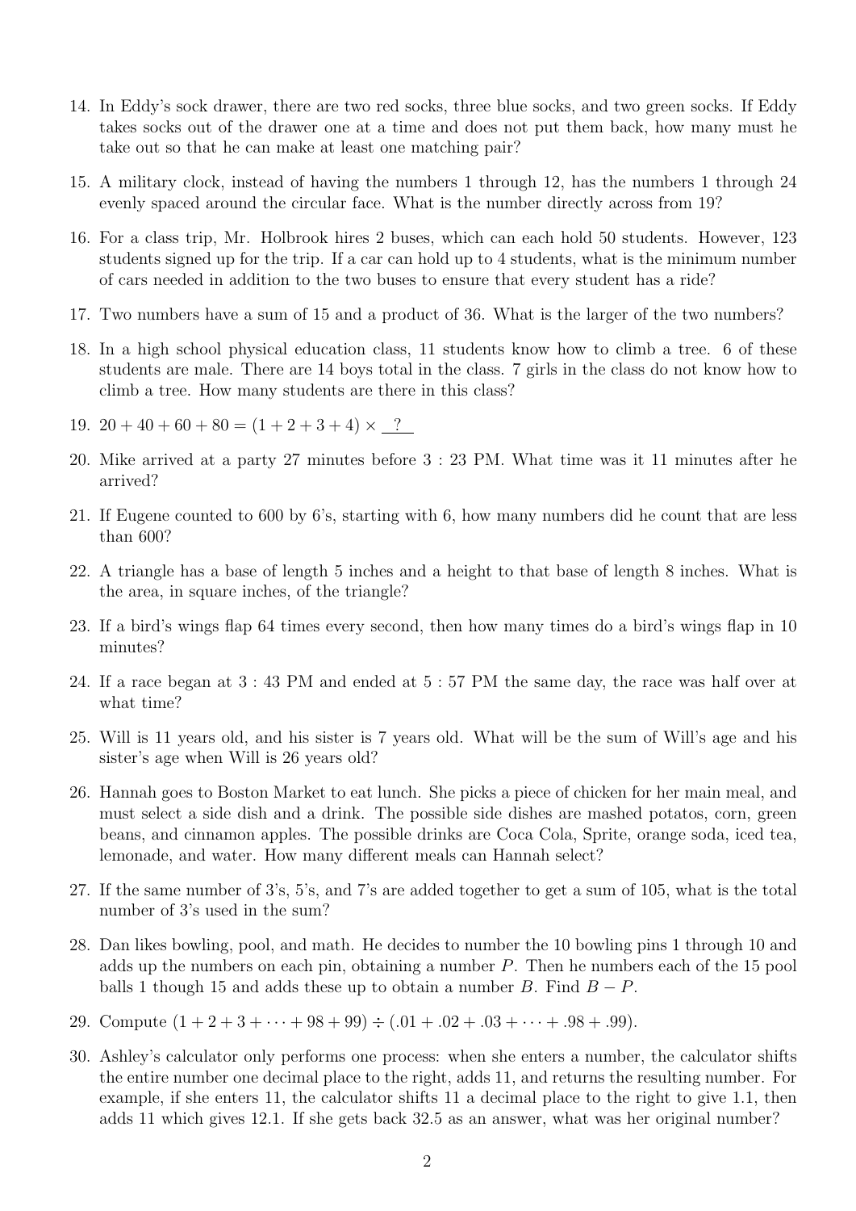14. In Eddy's sock drawer, there are two red socks, three blue socks, and two green socks. If Eddy takes socks out of the drawer one at a time and does not put them back, how many must he take out so that he can make at least one matching pair?

15. A military clock, instead of having the numbers 1 through 12, has the numbers 1 through 24 evenly spaced around the circular face. What is the number directly across from 19?

16. For a class trip, Mr. Holbrook hires 2 buses, which can each hold 50 students. However, 123 students signed up for the trip. If a car can hold up to 4 students, what is the minimum number of cars needed in addition to the two buses to ensure that every student has a ride?

17. Two numbers have a sum of 15 and a product of 36. What is the larger of the two numbers?

18. In a high school physical education class, 11 students know how to climb a tree. 6 of these students are male. There are 14 boys total in the class. 7 girls in the class do not know how to climb a tree. How many students are there in this class?

19. $20 + 40 + 60 + 80 = (1 + 2 + 3 + 4) \times \underline{\ \ ?\ \ }$

20. Mike arrived at a party 27 minutes before 3 : 23 PM. What time was it 11 minutes after he arrived?

21. If Eugene counted to 600 by 6's, starting with 6, how many numbers did he count that are less than 600?

22. A triangle has a base of length 5 inches and a height to that base of length 8 inches. What is the area, in square inches, of the triangle?

23. If a bird's wings flap 64 times every second, then how many times do a bird's wings flap in 10 minutes?

24. If a race began at 3 : 43 PM and ended at 5 : 57 PM the same day, the race was half over at what time?

25. Will is 11 years old, and his sister is 7 years old. What will be the sum of Will's age and his sister's age when Will is 26 years old?

26. Hannah goes to Boston Market to eat lunch. She picks a piece of chicken for her main meal, and must select a side dish and a drink. The possible side dishes are mashed potatos, corn, green beans, and cinnamon apples. The possible drinks are Coca Cola, Sprite, orange soda, iced tea, lemonade, and water. How many different meals can Hannah select?

27. If the same number of 3's, 5's, and 7's are added together to get a sum of 105, what is the total number of 3's used in the sum?

28. Dan likes bowling, pool, and math. He decides to number the 10 bowling pins 1 through 10 and adds up the numbers on each pin, obtaining a number $P$. Then he numbers each of the 15 pool balls 1 though 15 and adds these up to obtain a number $B$. Find $B - P$.

29. Compute $(1 + 2 + 3 + \cdots + 98 + 99) \div (.01 + .02 + .03 + \cdots + .98 + .99)$.

30. Ashley's calculator only performs one process: when she enters a number, the calculator shifts the entire number one decimal place to the right, adds 11, and returns the resulting number. For example, if she enters 11, the calculator shifts 11 a decimal place to the right to give 1.1, then adds 11 which gives 12.1. If she gets back 32.5 as an answer, what was her original number?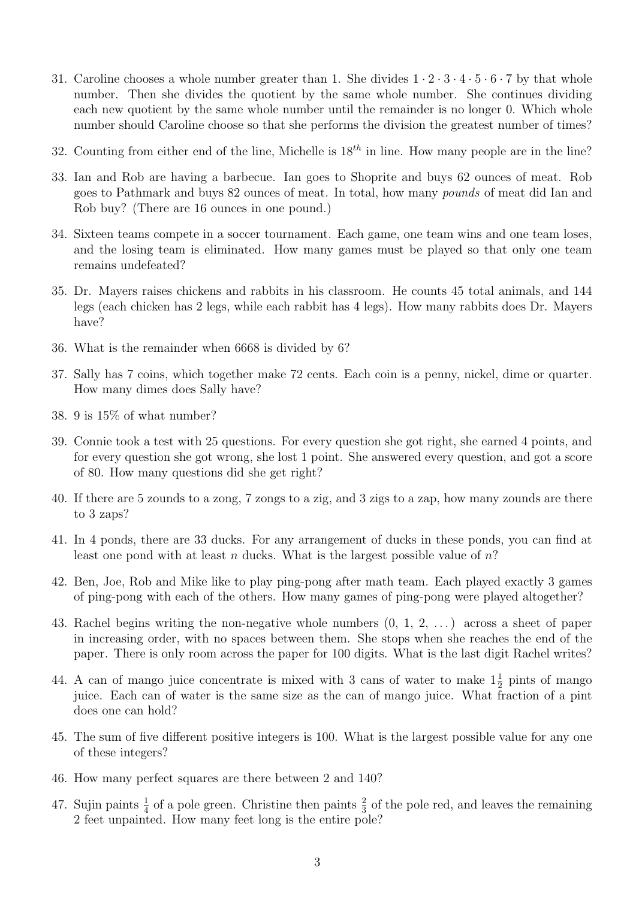31. Caroline chooses a whole number greater than 1. She divides $1 \cdot 2 \cdot 3 \cdot 4 \cdot 5 \cdot 6 \cdot 7$ by that whole number. Then she divides the quotient by the same whole number. She continues dividing each new quotient by the same whole number until the remainder is no longer 0. Which whole number should Caroline choose so that she performs the division the greatest number of times?

32. Counting from either end of the line, Michelle is $18^{th}$ in line. How many people are in the line?

33. Ian and Rob are having a barbecue. Ian goes to Shoprite and buys 62 ounces of meat. Rob goes to Pathmark and buys 82 ounces of meat. In total, how many *pounds* of meat did Ian and Rob buy? (There are 16 ounces in one pound.)

34. Sixteen teams compete in a soccer tournament. Each game, one team wins and one team loses, and the losing team is eliminated. How many games must be played so that only one team remains undefeated?

35. Dr. Mayers raises chickens and rabbits in his classroom. He counts 45 total animals, and 144 legs (each chicken has 2 legs, while each rabbit has 4 legs). How many rabbits does Dr. Mayers have?

36. What is the remainder when 6668 is divided by 6?

37. Sally has 7 coins, which together make 72 cents. Each coin is a penny, nickel, dime or quarter. How many dimes does Sally have?

38. 9 is 15% of what number?

39. Connie took a test with 25 questions. For every question she got right, she earned 4 points, and for every question she got wrong, she lost 1 point. She answered every question, and got a score of 80. How many questions did she get right?

40. If there are 5 zounds to a zong, 7 zongs to a zig, and 3 zigs to a zap, how many zounds are there to 3 zaps?

41. In 4 ponds, there are 33 ducks. For any arrangement of ducks in these ponds, you can find at least one pond with at least $n$ ducks. What is the largest possible value of $n$?

42. Ben, Joe, Rob and Mike like to play ping-pong after math team. Each played exactly 3 games of ping-pong with each of the others. How many games of ping-pong were played altogether?

43. Rachel begins writing the non-negative whole numbers (0, 1, 2, ...) across a sheet of paper in increasing order, with no spaces between them. She stops when she reaches the end of the paper. There is only room across the paper for 100 digits. What is the last digit Rachel writes?

44. A can of mango juice concentrate is mixed with 3 cans of water to make $1\frac{1}{2}$ pints of mango juice. Each can of water is the same size as the can of mango juice. What fraction of a pint does one can hold?

45. The sum of five different positive integers is 100. What is the largest possible value for any one of these integers?

46. How many perfect squares are there between 2 and 140?

47. Sujin paints $\frac{1}{4}$ of a pole green. Christine then paints $\frac{2}{3}$ of the pole red, and leaves the remaining 2 feet unpainted. How many feet long is the entire pole?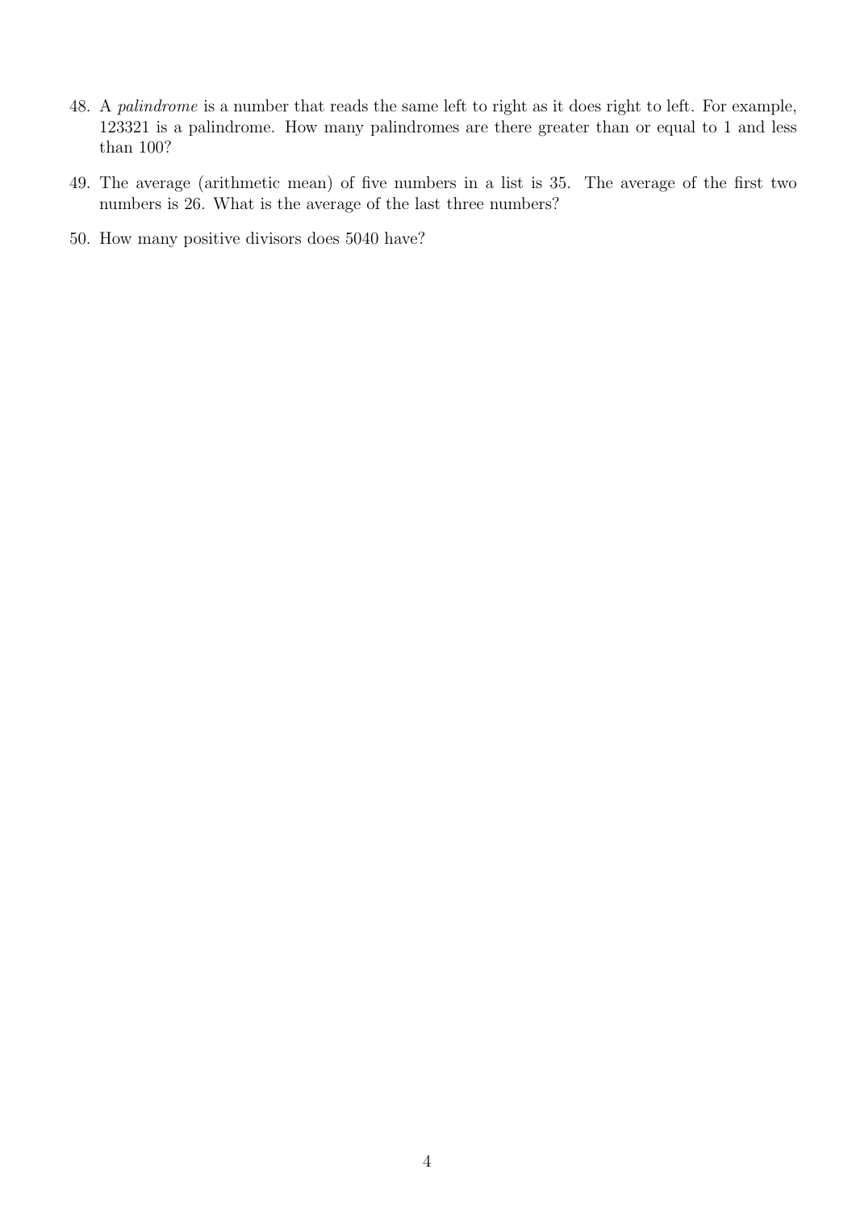48. A *palindrome* is a number that reads the same left to right as it does right to left. For example, 123321 is a palindrome. How many palindromes are there greater than or equal to 1 and less than 100?

49. The average (arithmetic mean) of five numbers in a list is 35. The average of the first two numbers is 26. What is the average of the last three numbers?

50. How many positive divisors does 5040 have?